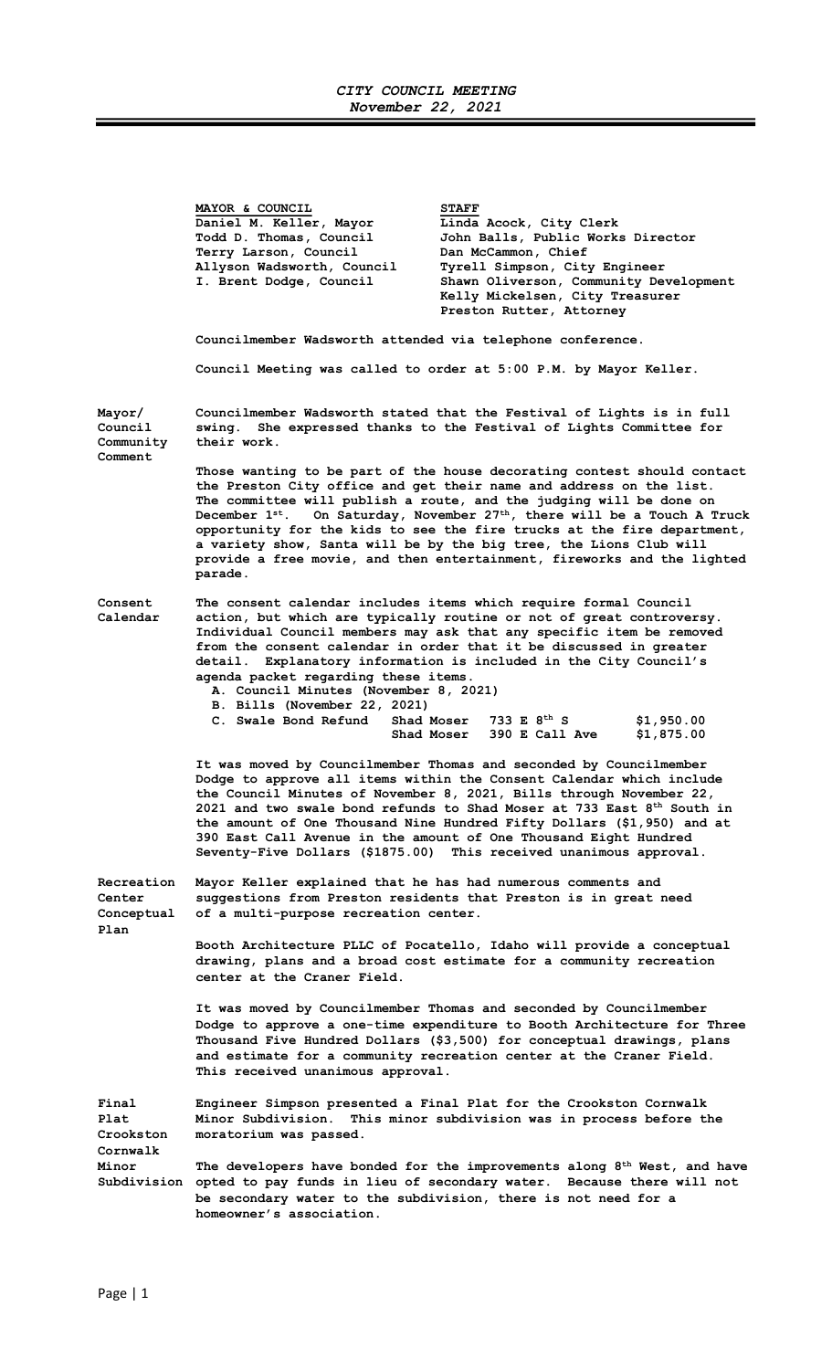***CITY COUNCIL MEETING***
***November 22, 2021***

| MAYOR & COUNCIL | STAFF |
|---|---|
| Daniel M. Keller, Mayor | Linda Acock, City Clerk |
| Todd D. Thomas, Council | John Balls, Public Works Director |
| Terry Larson, Council | Dan McCammon, Chief |
| Allyson Wadsworth, Council | Tyrell Simpson, City Engineer |
| I. Brent Dodge, Council | Shawn Oliverson, Community Development |
| | Kelly Mickelsen, City Treasurer |
| | Preston Rutter, Attorney |

**Councilmember Wadsworth attended via telephone conference.**

**Council Meeting was called to order at 5:00 P.M. by Mayor Keller.**

**Mayor/ Council Community Comment**

**Councilmember Wadsworth stated that the Festival of Lights is in full swing. She expressed thanks to the Festival of Lights Committee for their work.**

**Those wanting to be part of the house decorating contest should contact the Preston City office and get their name and address on the list. The committee will publish a route, and the judging will be done on December 1st. On Saturday, November 27th, there will be a Touch A Truck opportunity for the kids to see the fire trucks at the fire department, a variety show, Santa will be by the big tree, the Lions Club will provide a free movie, and then entertainment, fireworks and the lighted parade.**

**Consent Calendar**

**The consent calendar includes items which require formal Council action, but which are typically routine or not of great controversy. Individual Council members may ask that any specific item be removed from the consent calendar in order that it be discussed in greater detail. Explanatory information is included in the City Council's agenda packet regarding these items.**

**A. Council Minutes (November 8, 2021)**
**B. Bills (November 22, 2021)**
**C. Swale Bond Refund**

| | | |
|---|---|---|
| Shad Moser | 733 E 8th S | $1,950.00 |
| Shad Moser | 390 E Call Ave | $1,875.00 |

**It was moved by Councilmember Thomas and seconded by Councilmember Dodge to approve all items within the Consent Calendar which include the Council Minutes of November 8, 2021, Bills through November 22, 2021 and two swale bond refunds to Shad Moser at 733 East 8th South in the amount of One Thousand Nine Hundred Fifty Dollars ($1,950) and at 390 East Call Avenue in the amount of One Thousand Eight Hundred Seventy-Five Dollars ($1875.00) This received unanimous approval.**

**Recreation Center Conceptual Plan**

**Mayor Keller explained that he has had numerous comments and suggestions from Preston residents that Preston is in great need of a multi-purpose recreation center.**

**Booth Architecture PLLC of Pocatello, Idaho will provide a conceptual drawing, plans and a broad cost estimate for a community recreation center at the Craner Field.**

**It was moved by Councilmember Thomas and seconded by Councilmember Dodge to approve a one-time expenditure to Booth Architecture for Three Thousand Five Hundred Dollars ($3,500) for conceptual drawings, plans and estimate for a community recreation center at the Craner Field. This received unanimous approval.**

**Final Plat Crookston Cornwalk Minor Subdivision**

**Engineer Simpson presented a Final Plat for the Crookston Cornwalk Minor Subdivision. This minor subdivision was in process before the moratorium was passed.**

**The developers have bonded for the improvements along 8th West, and have opted to pay funds in lieu of secondary water. Because there will not be secondary water to the subdivision, there is not need for a homeowner's association.**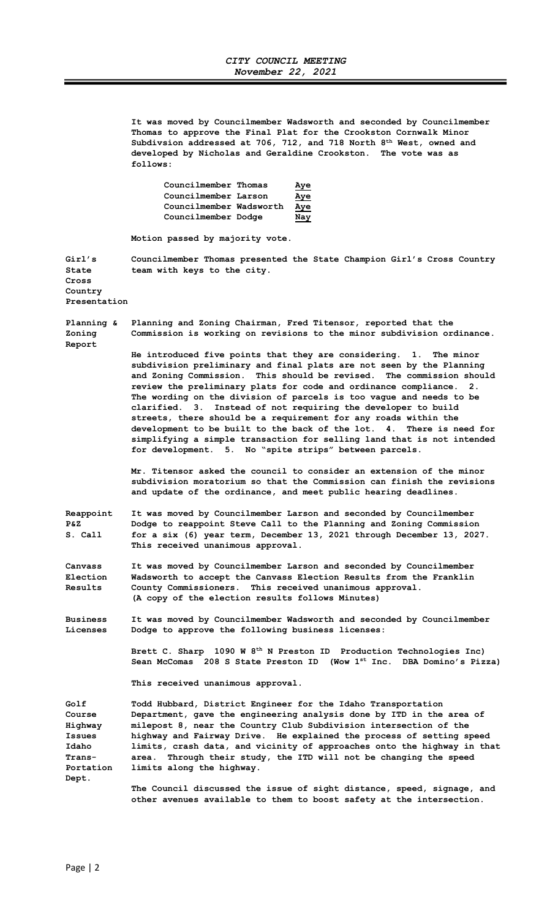It was moved by Councilmember Wadsworth and seconded by Councilmember Thomas to approve the Final Plat for the Crookston Cornwalk Minor Subdivsion addressed at 706, 712, and 718 North 8th West, owned and developed by Nicholas and Geraldine Crookston. The vote was as follows:

| | |
|---|---|
| Councilmember Thomas | Aye |
| Councilmember Larson | Aye |
| Councilmember Wadsworth | Aye |
| Councilmember Dodge | Nay |

Motion passed by majority vote.

**Girl's State Cross Country Presentation**

Councilmember Thomas presented the State Champion Girl's Cross Country team with keys to the city.

**Planning & Zoning Report**

Planning and Zoning Chairman, Fred Titensor, reported that the Commission is working on revisions to the minor subdivision ordinance.

He introduced five points that they are considering. 1. The minor subdivision preliminary and final plats are not seen by the Planning and Zoning Commission. This should be revised. The commission should review the preliminary plats for code and ordinance compliance. 2. The wording on the division of parcels is too vague and needs to be clarified. 3. Instead of not requiring the developer to build streets, there should be a requirement for any roads within the development to be built to the back of the lot. 4. There is need for simplifying a simple transaction for selling land that is not intended for development. 5. No "spite strips" between parcels.

Mr. Titensor asked the council to consider an extension of the minor subdivision moratorium so that the Commission can finish the revisions and update of the ordinance, and meet public hearing deadlines.

**Reappoint P&Z S. Call**

It was moved by Councilmember Larson and seconded by Councilmember Dodge to reappoint Steve Call to the Planning and Zoning Commission for a six (6) year term, December 13, 2021 through December 13, 2027. This received unanimous approval.

**Canvass Election Results**

It was moved by Councilmember Larson and seconded by Councilmember Wadsworth to accept the Canvass Election Results from the Franklin County Commissioners. This received unanimous approval. (A copy of the election results follows Minutes)

**Business Licenses**

It was moved by Councilmember Wadsworth and seconded by Councilmember Dodge to approve the following business licenses:

Brett C. Sharp 1090 W 8th N Preston ID Production Technologies Inc)
Sean McComas 208 S State Preston ID (Wow 1st Inc. DBA Domino's Pizza)

This received unanimous approval.

**Golf Course Highway Issues Idaho Trans-Portation Dept.**

Todd Hubbard, District Engineer for the Idaho Transportation Department, gave the engineering analysis done by ITD in the area of milepost 8, near the Country Club Subdivision intersection of the highway and Fairway Drive. He explained the process of setting speed limits, crash data, and vicinity of approaches onto the highway in that area. Through their study, the ITD will not be changing the speed limits along the highway.

The Council discussed the issue of sight distance, speed, signage, and other avenues available to them to boost safety at the intersection.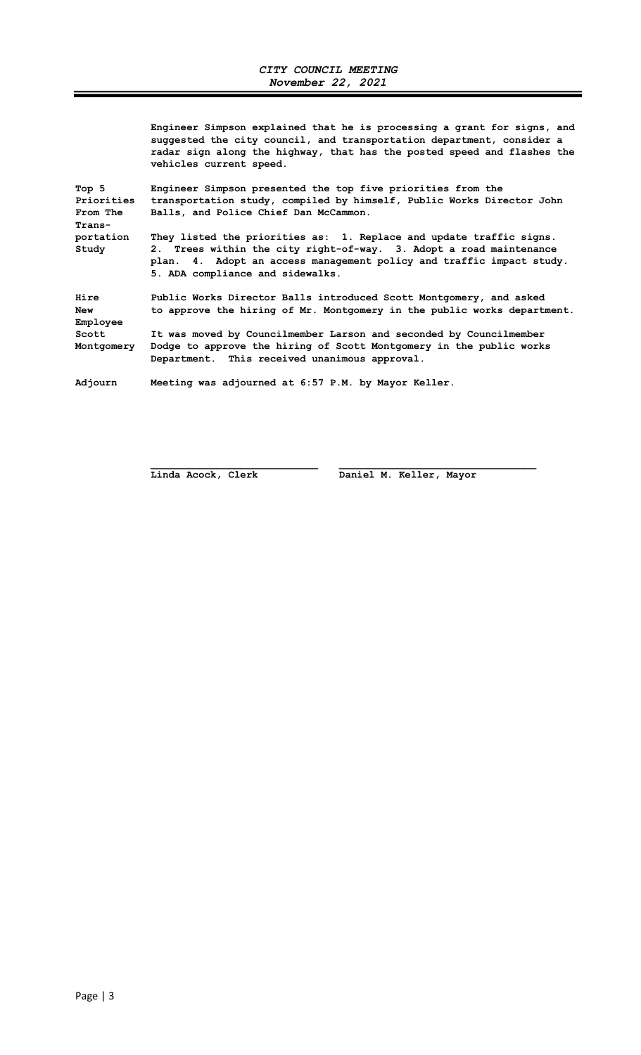Engineer Simpson explained that he is processing a grant for signs, and suggested the city council, and transportation department, consider a radar sign along the highway, that has the posted speed and flashes the vehicles current speed.

**Top 5 Priorities From The Transportation Study**

Engineer Simpson presented the top five priorities from the transportation study, compiled by himself, Public Works Director John Balls, and Police Chief Dan McCammon.

They listed the priorities as: 1. Replace and update traffic signs. 2. Trees within the city right-of-way. 3. Adopt a road maintenance plan. 4. Adopt an access management policy and traffic impact study. 5. ADA compliance and sidewalks.

**Hire New Employee Scott Montgomery**

Public Works Director Balls introduced Scott Montgomery, and asked to approve the hiring of Mr. Montgomery in the public works department.

It was moved by Councilmember Larson and seconded by Councilmember Dodge to approve the hiring of Scott Montgomery in the public works Department. This received unanimous approval.

**Adjourn**

Meeting was adjourned at 6:57 P.M. by Mayor Keller.

\_\_\_\_\_\_\_\_\_\_\_\_\_\_\_\_\_\_\_\_\_\_\_\_\_\_
Linda Acock, Clerk

\_\_\_\_\_\_\_\_\_\_\_\_\_\_\_\_\_\_\_\_\_\_\_\_\_\_
Daniel M. Keller, Mayor